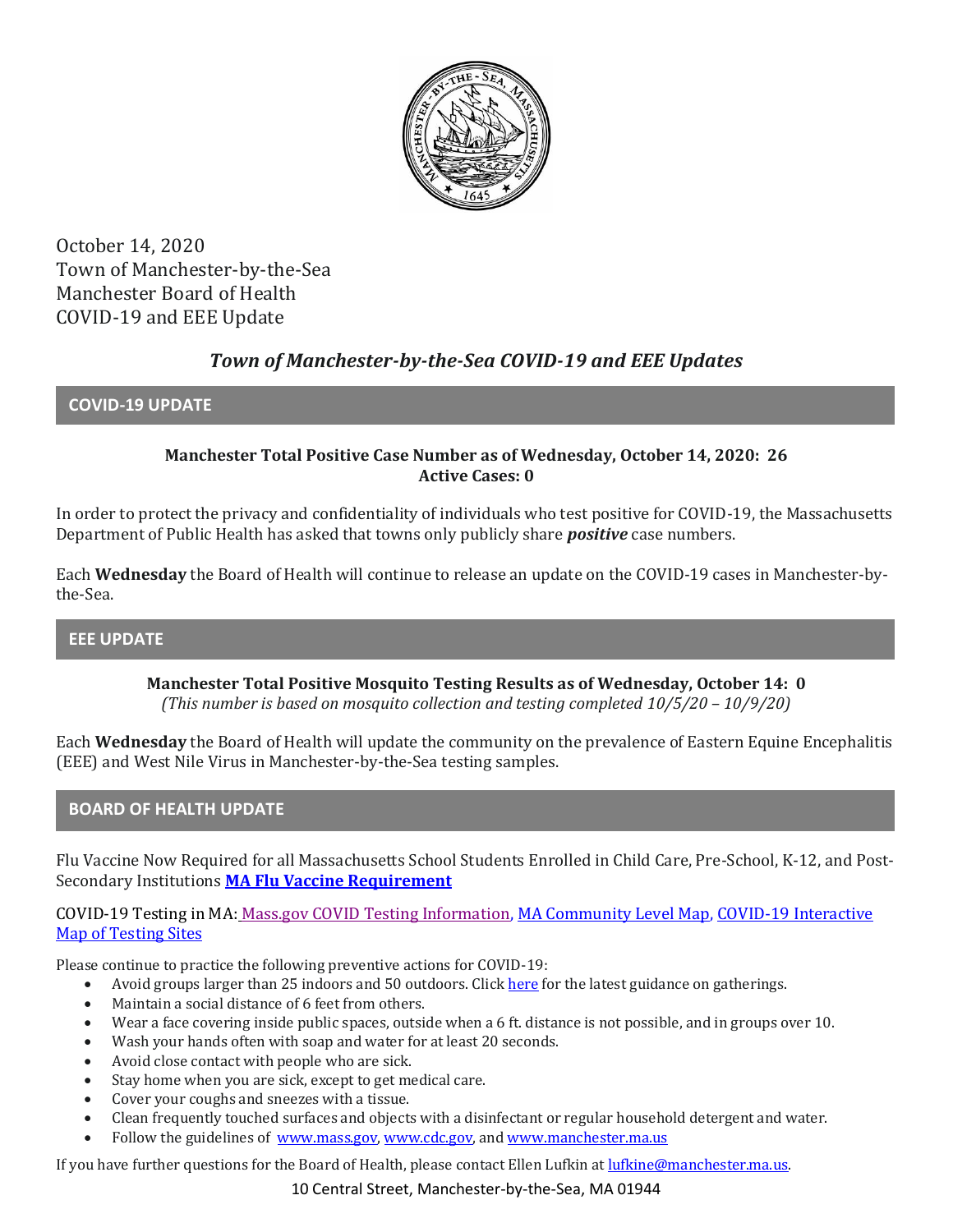October 14, 2020
Town of Manchester-by-the-Sea
Manchester Board of Health
COVID-19 and EEE Update

# *Town of Manchester-by-the-Sea COVID-19 and EEE Updates*

## COVID-19 UPDATE

**Manchester Total Positive Case Number as of Wednesday, October 14, 2020: 26**
**Active Cases: 0**

In order to protect the privacy and confidentiality of individuals who test positive for COVID-19, the Massachusetts Department of Public Health has asked that towns only publicly share ***positive*** case numbers.

Each **Wednesday** the Board of Health will continue to release an update on the COVID-19 cases in Manchester-by-the-Sea.

## EEE UPDATE

**Manchester Total Positive Mosquito Testing Results as of Wednesday, October 14: 0**
*(This number is based on mosquito collection and testing completed 10/5/20 – 10/9/20)*

Each **Wednesday** the Board of Health will update the community on the prevalence of Eastern Equine Encephalitis (EEE) and West Nile Virus in Manchester-by-the-Sea testing samples.

## BOARD OF HEALTH UPDATE

Flu Vaccine Now Required for all Massachusetts School Students Enrolled in Child Care, Pre-School, K-12, and Post-Secondary Institutions **MA Flu Vaccine Requirement**

COVID-19 Testing in MA: Mass.gov COVID Testing Information, MA Community Level Map, COVID-19 Interactive Map of Testing Sites

Please continue to practice the following preventive actions for COVID-19:

- Avoid groups larger than 25 indoors and 50 outdoors. Click here for the latest guidance on gatherings.
- Maintain a social distance of 6 feet from others.
- Wear a face covering inside public spaces, outside when a 6 ft. distance is not possible, and in groups over 10.
- Wash your hands often with soap and water for at least 20 seconds.
- Avoid close contact with people who are sick.
- Stay home when you are sick, except to get medical care.
- Cover your coughs and sneezes with a tissue.
- Clean frequently touched surfaces and objects with a disinfectant or regular household detergent and water.
- Follow the guidelines of www.mass.gov, www.cdc.gov, and www.manchester.ma.us

If you have further questions for the Board of Health, please contact Ellen Lufkin at lufkine@manchester.ma.us.

10 Central Street, Manchester-by-the-Sea, MA 01944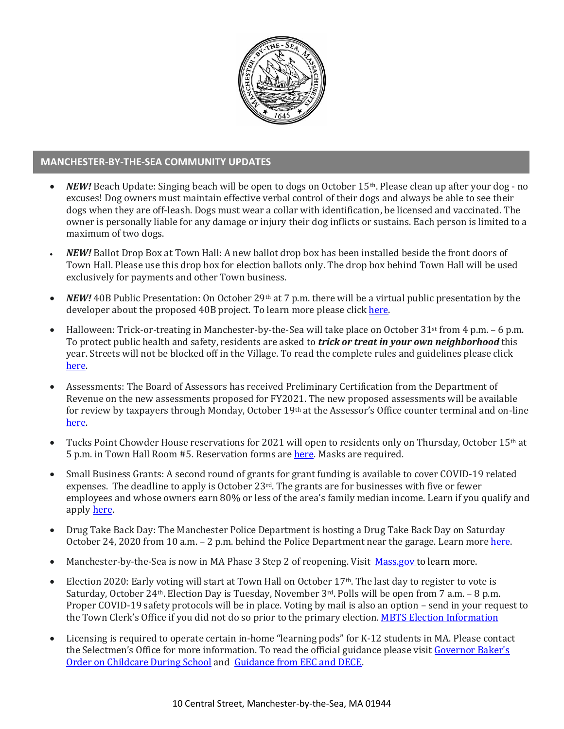## MANCHESTER-BY-THE-SEA COMMUNITY UPDATES

- ***NEW!*** Beach Update: Singing beach will be open to dogs on October 15th. Please clean up after your dog - no excuses! Dog owners must maintain effective verbal control of their dogs and always be able to see their dogs when they are off-leash. Dogs must wear a collar with identification, be licensed and vaccinated. The owner is personally liable for any damage or injury their dog inflicts or sustains. Each person is limited to a maximum of two dogs.
- ***NEW!*** Ballot Drop Box at Town Hall: A new ballot drop box has been installed beside the front doors of Town Hall. Please use this drop box for election ballots only. The drop box behind Town Hall will be used exclusively for payments and other Town business.
- ***NEW!*** 40B Public Presentation: On October 29th at 7 p.m. there will be a virtual public presentation by the developer about the proposed 40B project. To learn more please click here.
- Halloween: Trick-or-treating in Manchester-by-the-Sea will take place on October 31st from 4 p.m. – 6 p.m. To protect public health and safety, residents are asked to ***trick or treat in your own neighborhood*** this year. Streets will not be blocked off in the Village. To read the complete rules and guidelines please click here.
- Assessments: The Board of Assessors has received Preliminary Certification from the Department of Revenue on the new assessments proposed for FY2021. The new proposed assessments will be available for review by taxpayers through Monday, October 19th at the Assessor's Office counter terminal and on-line here.
- Tucks Point Chowder House reservations for 2021 will open to residents only on Thursday, October 15th at 5 p.m. in Town Hall Room #5. Reservation forms are here. Masks are required.
- Small Business Grants: A second round of grants for grant funding is available to cover COVID-19 related expenses. The deadline to apply is October 23rd. The grants are for businesses with five or fewer employees and whose owners earn 80% or less of the area's family median income. Learn if you qualify and apply here.
- Drug Take Back Day: The Manchester Police Department is hosting a Drug Take Back Day on Saturday October 24, 2020 from 10 a.m. – 2 p.m. behind the Police Department near the garage. Learn more here.
- Manchester-by-the-Sea is now in MA Phase 3 Step 2 of reopening. Visit Mass.gov to learn more.
- Election 2020: Early voting will start at Town Hall on October 17th. The last day to register to vote is Saturday, October 24th. Election Day is Tuesday, November 3rd. Polls will be open from 7 a.m. – 8 p.m. Proper COVID-19 safety protocols will be in place. Voting by mail is also an option – send in your request to the Town Clerk's Office if you did not do so prior to the primary election. MBTS Election Information
- Licensing is required to operate certain in-home "learning pods" for K-12 students in MA. Please contact the Selectmen's Office for more information. To read the official guidance please visit Governor Baker's Order on Childcare During School and Guidance from EEC and DECE.

10 Central Street, Manchester-by-the-Sea, MA 01944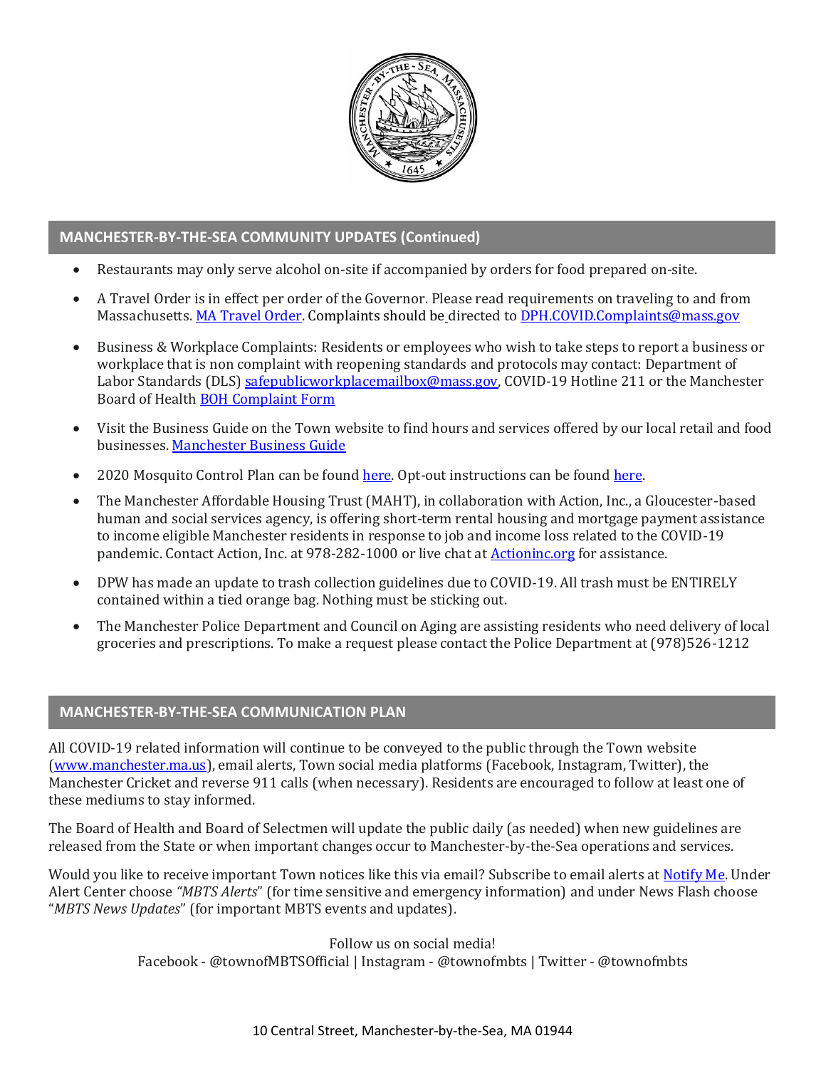## MANCHESTER-BY-THE-SEA COMMUNITY UPDATES (Continued)

- Restaurants may only serve alcohol on-site if accompanied by orders for food prepared on-site.
- A Travel Order is in effect per order of the Governor. Please read requirements on traveling to and from Massachusetts. MA Travel Order. Complaints should be directed to DPH.COVID.Complaints@mass.gov
- Business & Workplace Complaints: Residents or employees who wish to take steps to report a business or workplace that is non complaint with reopening standards and protocols may contact: Department of Labor Standards (DLS) safepublicworkplacemailbox@mass.gov, COVID-19 Hotline 211 or the Manchester Board of Health BOH Complaint Form
- Visit the Business Guide on the Town website to find hours and services offered by our local retail and food businesses. Manchester Business Guide
- 2020 Mosquito Control Plan can be found here. Opt-out instructions can be found here.
- The Manchester Affordable Housing Trust (MAHT), in collaboration with Action, Inc., a Gloucester-based human and social services agency, is offering short-term rental housing and mortgage payment assistance to income eligible Manchester residents in response to job and income loss related to the COVID-19 pandemic. Contact Action, Inc. at 978-282-1000 or live chat at Actioninc.org for assistance.
- DPW has made an update to trash collection guidelines due to COVID-19. All trash must be ENTIRELY contained within a tied orange bag. Nothing must be sticking out.
- The Manchester Police Department and Council on Aging are assisting residents who need delivery of local groceries and prescriptions. To make a request please contact the Police Department at (978)526-1212

## MANCHESTER-BY-THE-SEA COMMUNICATION PLAN

All COVID-19 related information will continue to be conveyed to the public through the Town website (www.manchester.ma.us), email alerts, Town social media platforms (Facebook, Instagram, Twitter), the Manchester Cricket and reverse 911 calls (when necessary). Residents are encouraged to follow at least one of these mediums to stay informed.

The Board of Health and Board of Selectmen will update the public daily (as needed) when new guidelines are released from the State or when important changes occur to Manchester-by-the-Sea operations and services.

Would you like to receive important Town notices like this via email? Subscribe to email alerts at Notify Me. Under Alert Center choose *"MBTS Alerts*" (for time sensitive and emergency information) and under News Flash choose "*MBTS News Updates*" (for important MBTS events and updates).

Follow us on social media!
Facebook - @townofMBTSOfficial | Instagram - @townofmbts | Twitter - @townofmbts

10 Central Street, Manchester-by-the-Sea, MA 01944